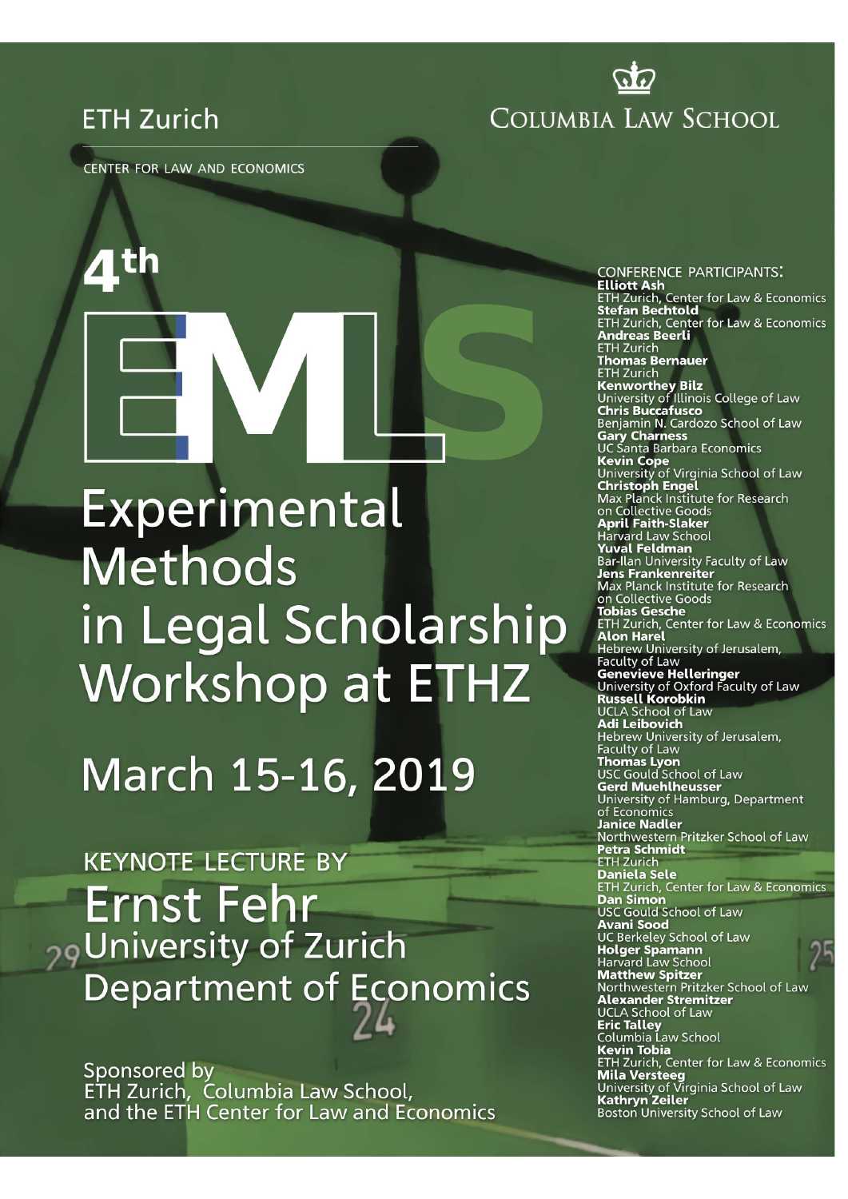ETH Zurich

CENTER FOR LAW AND ECONOMICS

COLUMBIA LAW SCHOOL

# 4th EMLS

# Experimental Methods in Legal Scholarship Workshop at ETHZ

## March 15-16, 2019

KEYNOTE LECTURE BY

## Ernst Fehr

University of Zurich
Department of Economics

Sponsored by
ETH Zurich, Columbia Law School,
and the ETH Center for Law and Economics

CONFERENCE PARTICIPANTS:

**Elliott Ash**
ETH Zurich, Center for Law & Economics

**Stefan Bechtold**
ETH Zurich, Center for Law & Economics

**Andreas Beerli**
ETH Zurich

**Thomas Bernauer**
ETH Zurich

**Kenworthey Bilz**
University of Illinois College of Law

**Chris Buccafusco**
Benjamin N. Cardozo School of Law

**Gary Charness**
UC Santa Barbara Economics

**Kevin Cope**
University of Virginia School of Law

**Christoph Engel**
Max Planck Institute for Research on Collective Goods

**April Faith-Slaker**
Harvard Law School

**Yuval Feldman**
Bar-Ilan University Faculty of Law

**Jens Frankenreiter**
Max Planck Institute for Research on Collective Goods

**Tobias Gesche**
ETH Zurich, Center for Law & Economics

**Alon Harel**
Hebrew University of Jerusalem, Faculty of Law

**Genevieve Helleringer**
University of Oxford Faculty of Law

**Russell Korobkin**
UCLA School of Law

**Adi Leibovich**
Hebrew University of Jerusalem, Faculty of Law

**Thomas Lyon**
USC Gould School of Law

**Gerd Muehlheusser**
University of Hamburg, Department of Economics

**Janice Nadler**
Northwestern Pritzker School of Law

**Petra Schmidt**
ETH Zurich

**Daniela Sele**
ETH Zurich, Center for Law & Economics

**Dan Simon**
USC Gould School of Law

**Avani Sood**
UC Berkeley School of Law

**Holger Spamann**
Harvard Law School

**Matthew Spitzer**
Northwestern Pritzker School of Law

**Alexander Stremitzer**
UCLA School of Law

**Eric Talley**
Columbia Law School

**Kevin Tobia**
ETH Zurich, Center for Law & Economics

**Mila Versteeg**
University of Virginia School of Law

**Kathryn Zeiler**
Boston University School of Law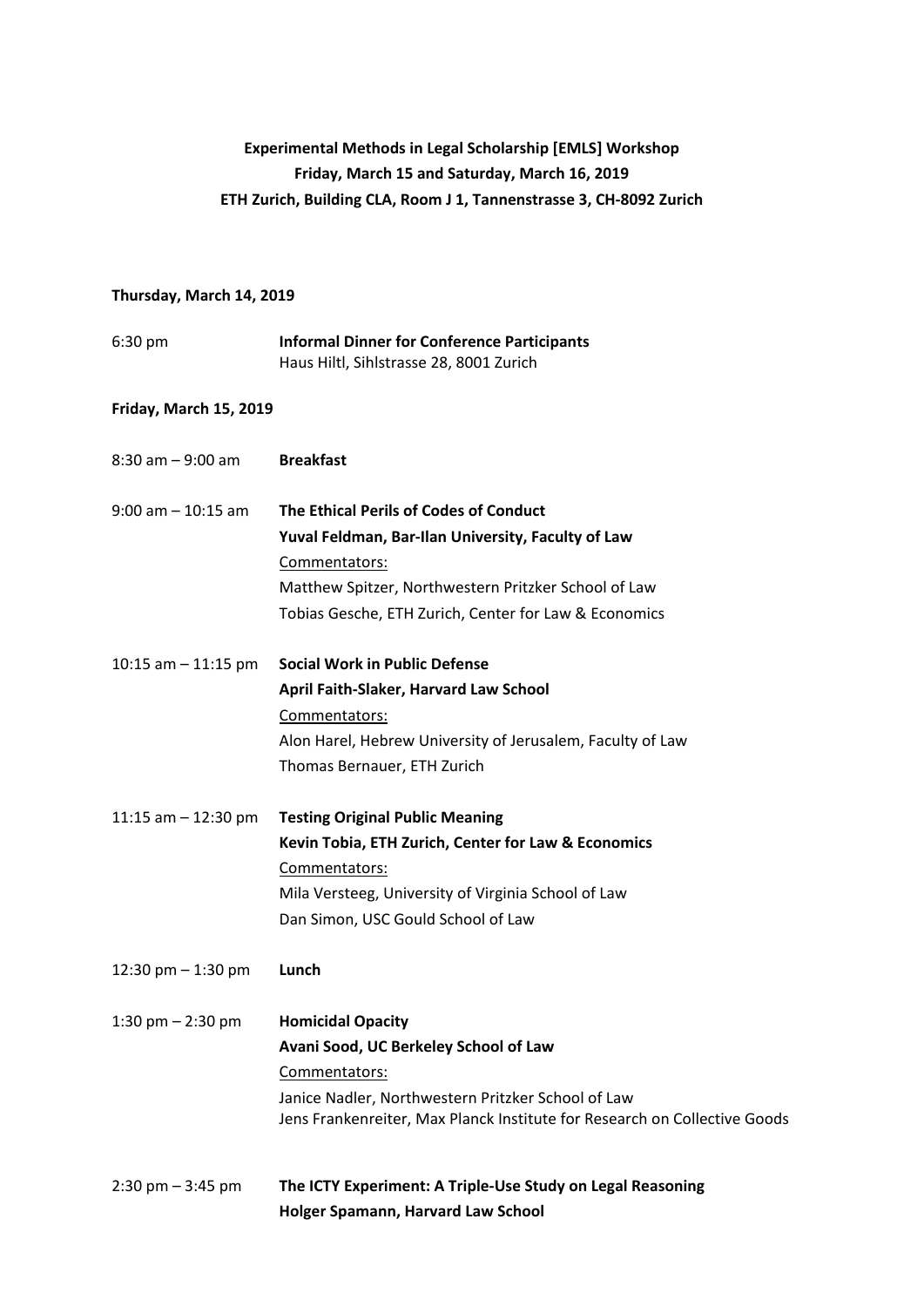**Experimental Methods in Legal Scholarship [EMLS] Workshop**
**Friday, March 15 and Saturday, March 16, 2019**
**ETH Zurich, Building CLA, Room J 1, Tannenstrasse 3, CH-8092 Zurich**

**Thursday, March 14, 2019**

| | |
|---|---|
| 6:30 pm | **Informal Dinner for Conference Participants**<br>Haus Hiltl, Sihlstrasse 28, 8001 Zurich |

**Friday, March 15, 2019**

| | |
|---|---|
| 8:30 am – 9:00 am | **Breakfast** |
| 9:00 am – 10:15 am | **The Ethical Perils of Codes of Conduct**<br>**Yuval Feldman, Bar-Ilan University, Faculty of Law**<br>Commentators:<br>Matthew Spitzer, Northwestern Pritzker School of Law<br>Tobias Gesche, ETH Zurich, Center for Law & Economics |
| 10:15 am – 11:15 pm | **Social Work in Public Defense**<br>**April Faith-Slaker, Harvard Law School**<br>Commentators:<br>Alon Harel, Hebrew University of Jerusalem, Faculty of Law<br>Thomas Bernauer, ETH Zurich |
| 11:15 am – 12:30 pm | **Testing Original Public Meaning**<br>**Kevin Tobia, ETH Zurich, Center for Law & Economics**<br>Commentators:<br>Mila Versteeg, University of Virginia School of Law<br>Dan Simon, USC Gould School of Law |
| 12:30 pm – 1:30 pm | **Lunch** |
| 1:30 pm – 2:30 pm | **Homicidal Opacity**<br>**Avani Sood, UC Berkeley School of Law**<br>Commentators:<br>Janice Nadler, Northwestern Pritzker School of Law<br>Jens Frankenreiter, Max Planck Institute for Research on Collective Goods |
| 2:30 pm – 3:45 pm | **The ICTY Experiment: A Triple-Use Study on Legal Reasoning**<br>**Holger Spamann, Harvard Law School** |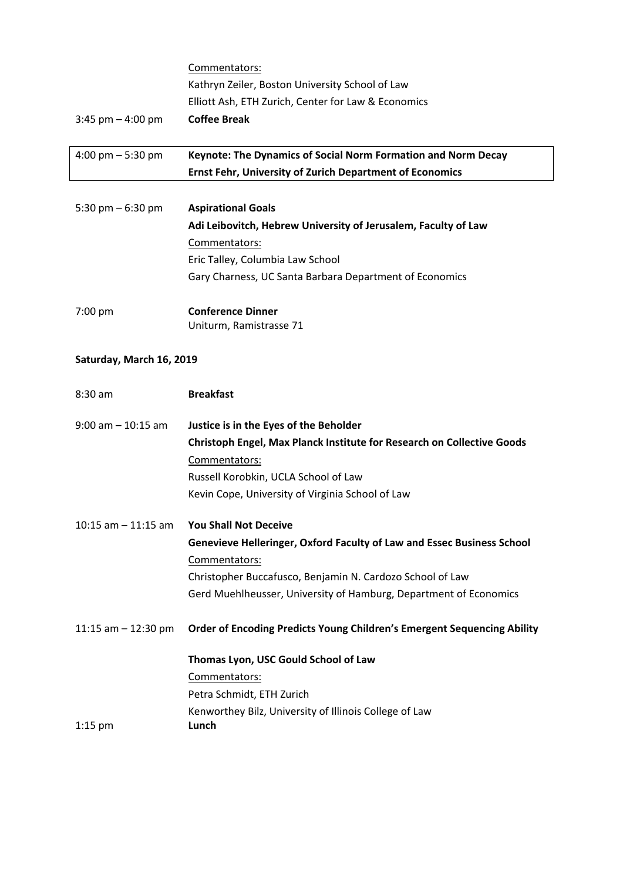Commentators:
Kathryn Zeiler, Boston University School of Law
Elliott Ash, ETH Zurich, Center for Law & Economics

3:45 pm – 4:00 pm **Coffee Break**

4:00 pm – 5:30 pm **Keynote: The Dynamics of Social Norm Formation and Norm Decay**
**Ernst Fehr, University of Zurich Department of Economics**

5:30 pm – 6:30 pm **Aspirational Goals**
**Adi Leibovitch, Hebrew University of Jerusalem, Faculty of Law**
Commentators:
Eric Talley, Columbia Law School
Gary Charness, UC Santa Barbara Department of Economics

7:00 pm **Conference Dinner**
Uniturm, Ramistrasse 71

**Saturday, March 16, 2019**

8:30 am **Breakfast**

9:00 am – 10:15 am **Justice is in the Eyes of the Beholder**
**Christoph Engel, Max Planck Institute for Research on Collective Goods**
Commentators:
Russell Korobkin, UCLA School of Law
Kevin Cope, University of Virginia School of Law

10:15 am – 11:15 am **You Shall Not Deceive**
**Genevieve Helleringer, Oxford Faculty of Law and Essec Business School**
Commentators:
Christopher Buccafusco, Benjamin N. Cardozo School of Law
Gerd Muehlheusser, University of Hamburg, Department of Economics

11:15 am – 12:30 pm **Order of Encoding Predicts Young Children's Emergent Sequencing Ability**

**Thomas Lyon, USC Gould School of Law**
Commentators:
Petra Schmidt, ETH Zurich
Kenworthey Bilz, University of Illinois College of Law

1:15 pm **Lunch**